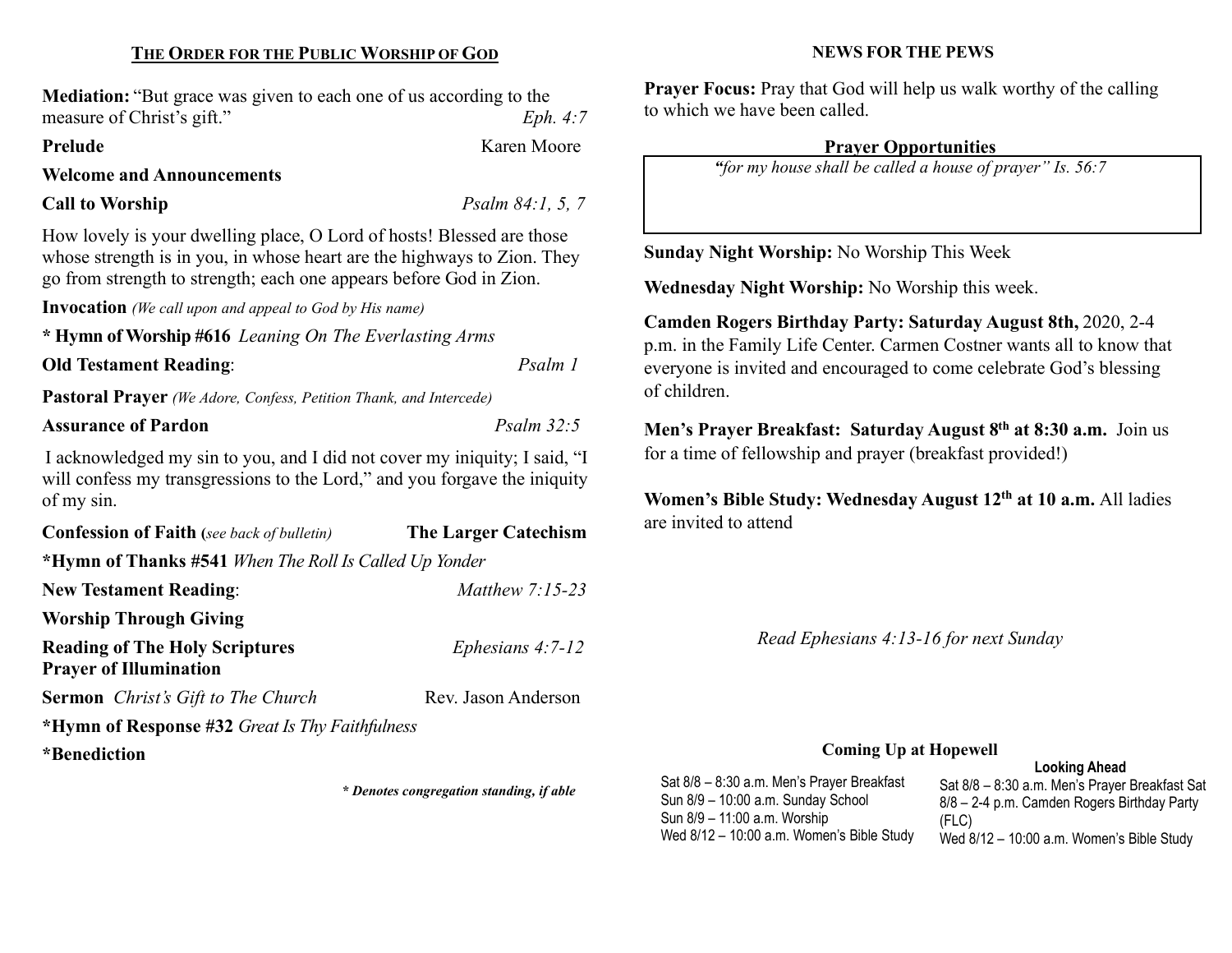## THE ORDER FOR THE PUBLIC WORSHIP OF GOD

**Mediation:** "But grace was given to each one of us according to the measure of Christ's gift." *Eph. 4:7*

**Prelude** Karen Moore

**Welcome and Announcements**

**Call to Worship** *Psalm 84:1, 5, 7*

How lovely is your dwelling place, O Lord of hosts! Blessed are those whose strength is in you, in whose heart are the highways to Zion. They go from strength to strength; each one appears before God in Zion.

**Invocation** *(We call upon and appeal to God by His name)*

**\* Hymn of Worship #616** *Leaning On The Everlasting Arms*

**Old Testament Reading**: *Psalm 1*

**Pastoral Prayer** *(We Adore, Confess, Petition Thank, and Intercede)*

**Assurance of Pardon** *Psalm 32:5*

I acknowledged my sin to you, and I did not cover my iniquity; I said, "I will confess my transgressions to the Lord," and you forgave the iniquity of my sin.

**Confession of Faith** *(see back of bulletin)* **The Larger Catechism**

**\*Hymn of Thanks #541** *When The Roll Is Called Up Yonder*

**New Testament Reading**: *Matthew 7:15-23*

**Worship Through Giving**

**Reading of The Holy Scriptures** *Ephesians 4:7-12*
**Prayer of Illumination**

**Sermon** *Christ's Gift to The Church* Rev. Jason Anderson

**\*Hymn of Response #32** *Great Is Thy Faithfulness*

**\*Benediction**

***\* Denotes congregation standing, if able***

## NEWS FOR THE PEWS

**Prayer Focus:** Pray that God will help us walk worthy of the calling to which we have been called.

**Prayer Opportunities**

*"for my house shall be called a house of prayer" Is. 56:7*

**Sunday Night Worship:** No Worship This Week

**Wednesday Night Worship:** No Worship this week.

**Camden Rogers Birthday Party: Saturday August 8th,** 2020, 2-4 p.m. in the Family Life Center. Carmen Costner wants all to know that everyone is invited and encouraged to come celebrate God's blessing of children.

**Men's Prayer Breakfast: Saturday August 8th at 8:30 a.m.** Join us for a time of fellowship and prayer (breakfast provided!)

**Women's Bible Study: Wednesday August 12th at 10 a.m.** All ladies are invited to attend

*Read Ephesians 4:13-16 for next Sunday*

**Coming Up at Hopewell**

Sat 8/8 – 8:30 a.m. Men's Prayer Breakfast
Sun 8/9 – 10:00 a.m. Sunday School
Sun 8/9 – 11:00 a.m. Worship
Wed 8/12 – 10:00 a.m. Women's Bible Study

**Looking Ahead**

Sat 8/8 – 8:30 a.m. Men's Prayer Breakfast
Sat 8/8 – 2-4 p.m. Camden Rogers Birthday Party (FLC)
Wed 8/12 – 10:00 a.m. Women's Bible Study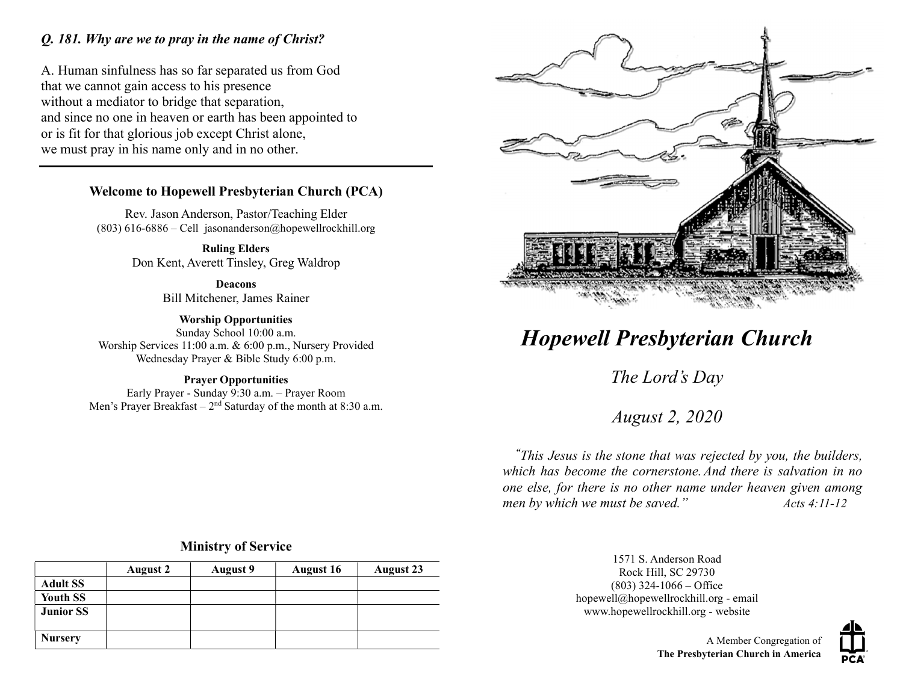***Q. 181. Why are we to pray in the name of Christ?***

A. Human sinfulness has so far separated us from God
that we cannot gain access to his presence
without a mediator to bridge that separation,
and since no one in heaven or earth has been appointed to
or is fit for that glorious job except Christ alone,
we must pray in his name only and in no other.

---

### Welcome to Hopewell Presbyterian Church (PCA)

Rev. Jason Anderson, Pastor/Teaching Elder
(803) 616-6886 – Cell jasonanderson@hopewellrockhill.org

**Ruling Elders**
Don Kent, Averett Tinsley, Greg Waldrop

**Deacons**
Bill Mitchener, James Rainer

**Worship Opportunities**
Sunday School 10:00 a.m.
Worship Services 11:00 a.m. & 6:00 p.m., Nursery Provided
Wednesday Prayer & Bible Study 6:00 p.m.

**Prayer Opportunities**
Early Prayer - Sunday 9:30 a.m. – Prayer Room
Men's Prayer Breakfast – 2nd Saturday of the month at 8:30 a.m.

### Ministry of Service

| | August 2 | August 9 | August 16 | August 23 |
|---|---|---|---|---|
| **Adult SS** | | | | |
| **Youth SS** | | | | |
| **Junior SS** | | | | |
| **Nursery** | | | | |

# *Hopewell Presbyterian Church*

*The Lord's Day*

*August 2, 2020*

*"This Jesus is the stone that was rejected by you, the builders, which has become the cornerstone. And there is salvation in no one else, for there is no other name under heaven given among men by which we must be saved."* *Acts 4:11-12*

1571 S. Anderson Road
Rock Hill, SC 29730
(803) 324-1066 – Office
hopewell@hopewellrockhill.org - email
www.hopewellrockhill.org - website

A Member Congregation of
**The Presbyterian Church in America**